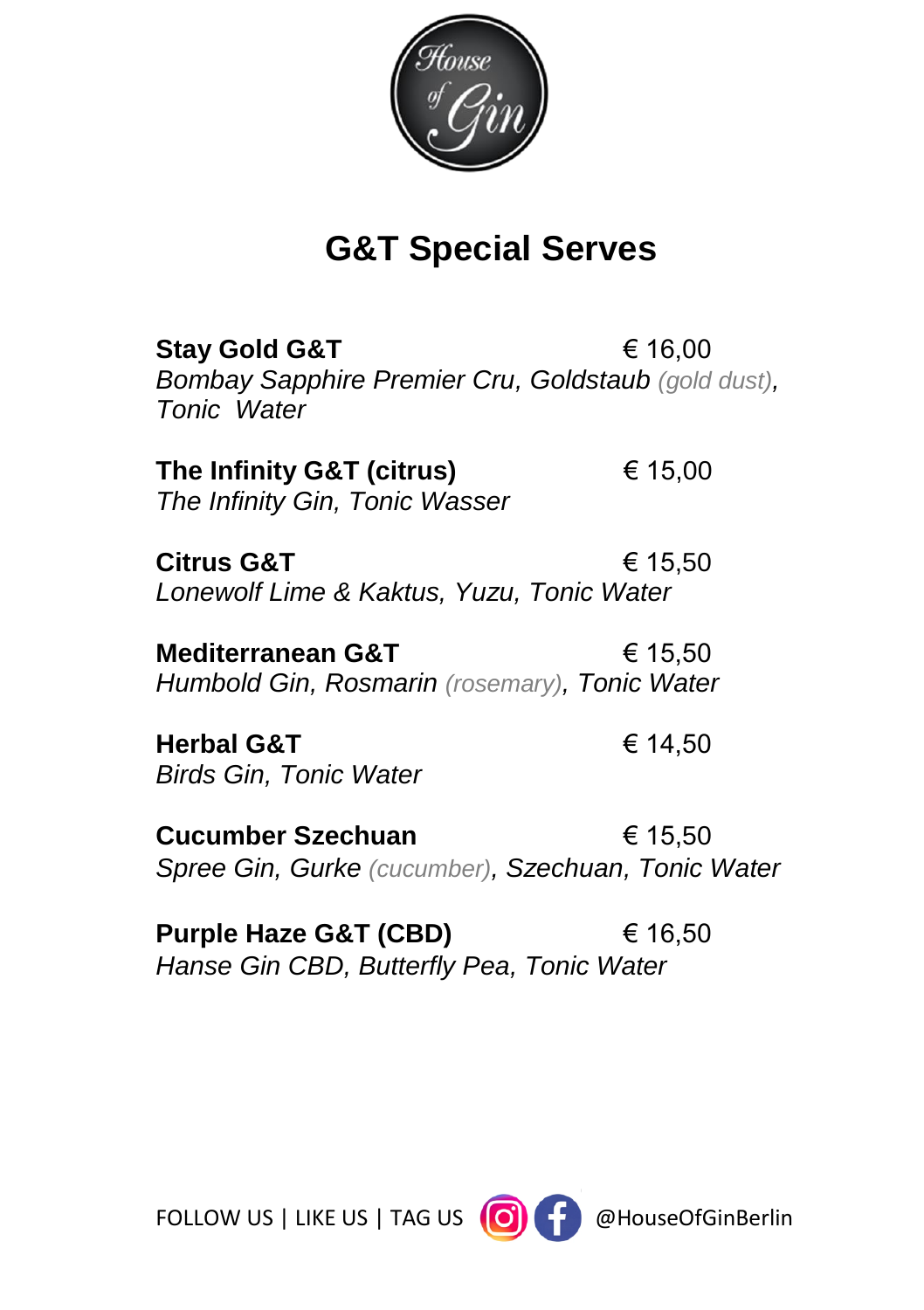House of Gin

# G&T Special Serves

**Stay Gold G&T** € 16,00
*Bombay Sapphire Premier Cru, Goldstaub (gold dust), Tonic Water*

**The Infinity G&T (citrus)** € 15,00
*The Infinity Gin, Tonic Wasser*

**Citrus G&T** € 15,50
*Lonewolf Lime & Kaktus, Yuzu, Tonic Water*

**Mediterranean G&T** € 15,50
*Humbold Gin, Rosmarin (rosemary), Tonic Water*

**Herbal G&T** € 14,50
*Birds Gin, Tonic Water*

**Cucumber Szechuan** € 15,50
*Spree Gin, Gurke (cucumber), Szechuan, Tonic Water*

**Purple Haze G&T (CBD)** € 16,50
*Hanse Gin CBD, Butterfly Pea, Tonic Water*

FOLLOW US | LIKE US | TAG US @HouseOfGinBerlin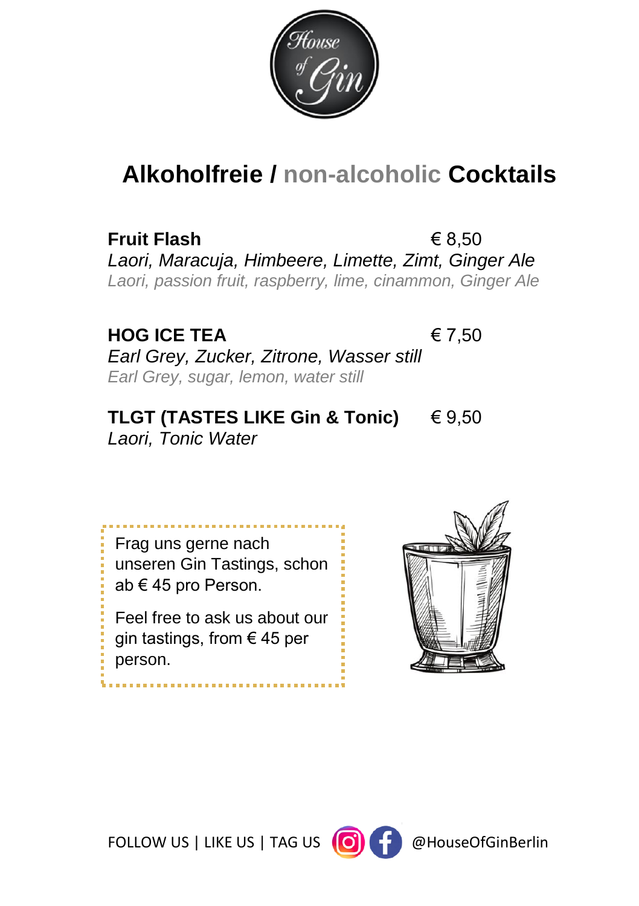House of Gin

# Alkoholfreie / non-alcoholic Cocktails

**Fruit Flash** € 8,50
*Laori, Maracuja, Himbeere, Limette, Zimt, Ginger Ale*
*Laori, passion fruit, raspberry, lime, cinammon, Ginger Ale*

**HOG ICE TEA** € 7,50
*Earl Grey, Zucker, Zitrone, Wasser still*
*Earl Grey, sugar, lemon, water still*

**TLGT (TASTES LIKE Gin & Tonic)** € 9,50
*Laori, Tonic Water*

Frag uns gerne nach unseren Gin Tastings, schon ab € 45 pro Person.

Feel free to ask us about our gin tastings, from € 45 per person.

FOLLOW US | LIKE US | TAG US @HouseOfGinBerlin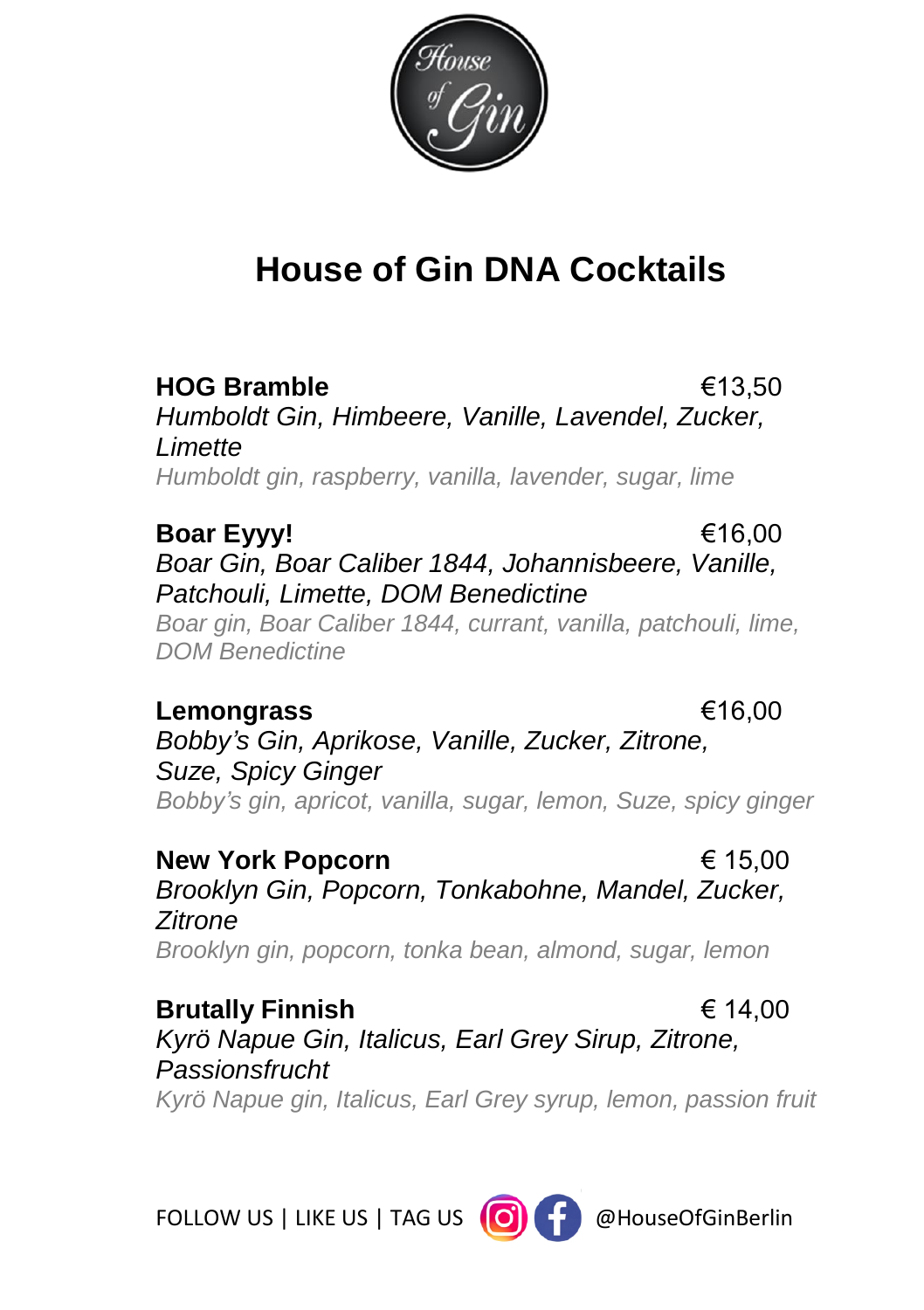# House of Gin DNA Cocktails

**HOG Bramble** €13,50
*Humboldt Gin, Himbeere, Vanille, Lavendel, Zucker, Limette*
*Humboldt gin, raspberry, vanilla, lavender, sugar, lime*

**Boar Eyyy!** €16,00
*Boar Gin, Boar Caliber 1844, Johannisbeere, Vanille, Patchouli, Limette, DOM Benedictine*
*Boar gin, Boar Caliber 1844, currant, vanilla, patchouli, lime, DOM Benedictine*

**Lemongrass** €16,00
*Bobby's Gin, Aprikose, Vanille, Zucker, Zitrone, Suze, Spicy Ginger*
*Bobby's gin, apricot, vanilla, sugar, lemon, Suze, spicy ginger*

**New York Popcorn** € 15,00
*Brooklyn Gin, Popcorn, Tonkabohne, Mandel, Zucker, Zitrone*
*Brooklyn gin, popcorn, tonka bean, almond, sugar, lemon*

**Brutally Finnish** € 14,00
*Kyrö Napue Gin, Italicus, Earl Grey Sirup, Zitrone, Passionsfrucht*
*Kyrö Napue gin, Italicus, Earl Grey syrup, lemon, passion fruit*

FOLLOW US | LIKE US | TAG US @HouseOfGinBerlin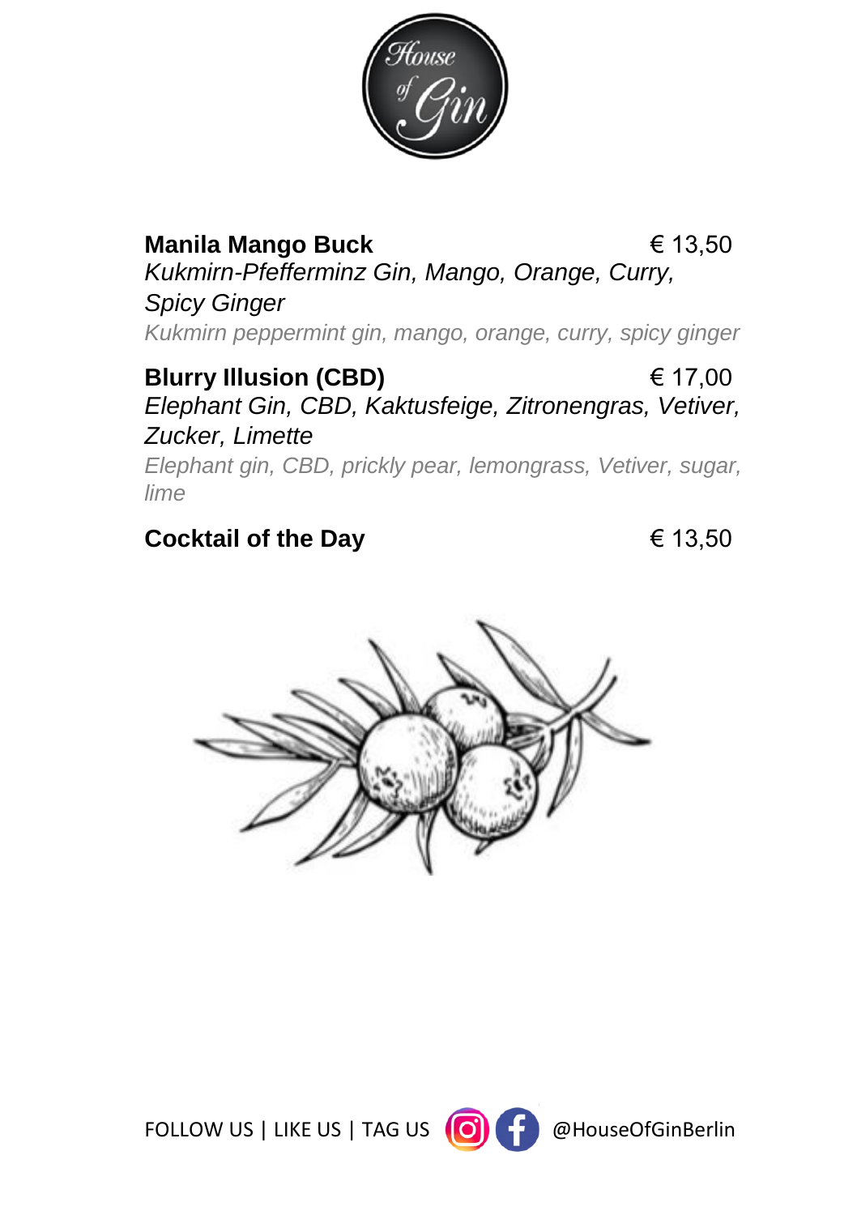**Manila Mango Buck** € 13,50

*Kukmirn-Pfefferminz Gin, Mango, Orange, Curry, Spicy Ginger*

*Kukmirn peppermint gin, mango, orange, curry, spicy ginger*

**Blurry Illusion (CBD)** € 17,00

*Elephant Gin, CBD, Kaktusfeige, Zitronengras, Vetiver, Zucker, Limette*

*Elephant gin, CBD, prickly pear, lemongrass, Vetiver, sugar, lime*

**Cocktail of the Day** € 13,50

FOLLOW US | LIKE US | TAG US @HouseOfGinBerlin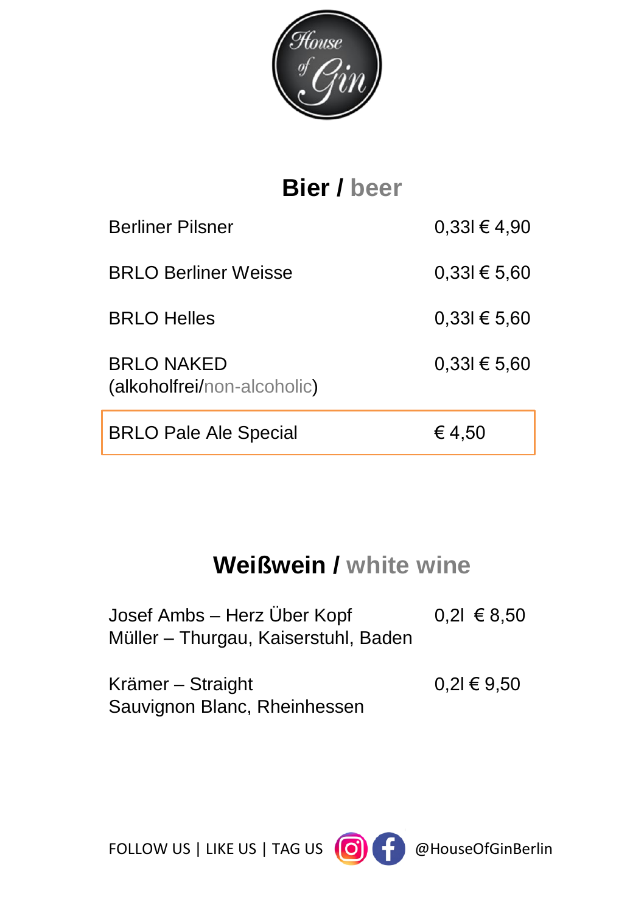House of Gin

## Bier / beer

| | |
|---|---|
| Berliner Pilsner | 0,33l € 4,90 |
| BRLO Berliner Weisse | 0,33l € 5,60 |
| BRLO Helles | 0,33l € 5,60 |
| BRLO NAKED (alkoholfrei/non-alcoholic) | 0,33l € 5,60 |
| BRLO Pale Ale Special | € 4,50 |

## Weißwein / white wine

| | |
|---|---|
| Josef Ambs – Herz Über Kopf<br>Müller – Thurgau, Kaiserstuhl, Baden | 0,2l € 8,50 |
| Krämer – Straight<br>Sauvignon Blanc, Rheinhessen | 0,2l € 9,50 |

FOLLOW US | LIKE US | TAG US @HouseOfGinBerlin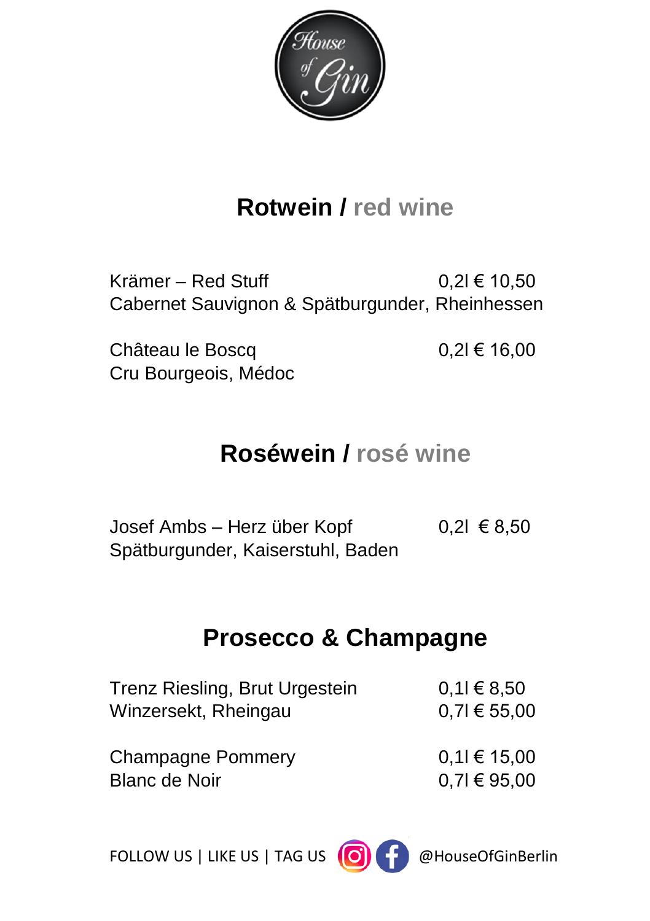House of Gin

## Rotwein / red wine

Krämer – Red Stuff 0,2l € 10,50
Cabernet Sauvignon & Spätburgunder, Rheinhessen

Château le Boscq 0,2l € 16,00
Cru Bourgeois, Médoc

## Roséwein / rosé wine

Josef Ambs – Herz über Kopf 0,2l € 8,50
Spätburgunder, Kaiserstuhl, Baden

## Prosecco & Champagne

Trenz Riesling, Brut Urgestein 0,1l € 8,50
Winzersekt, Rheingau 0,7l € 55,00

Champagne Pommery 0,1l € 15,00
Blanc de Noir 0,7l € 95,00

FOLLOW US | LIKE US | TAG US @HouseOfGinBerlin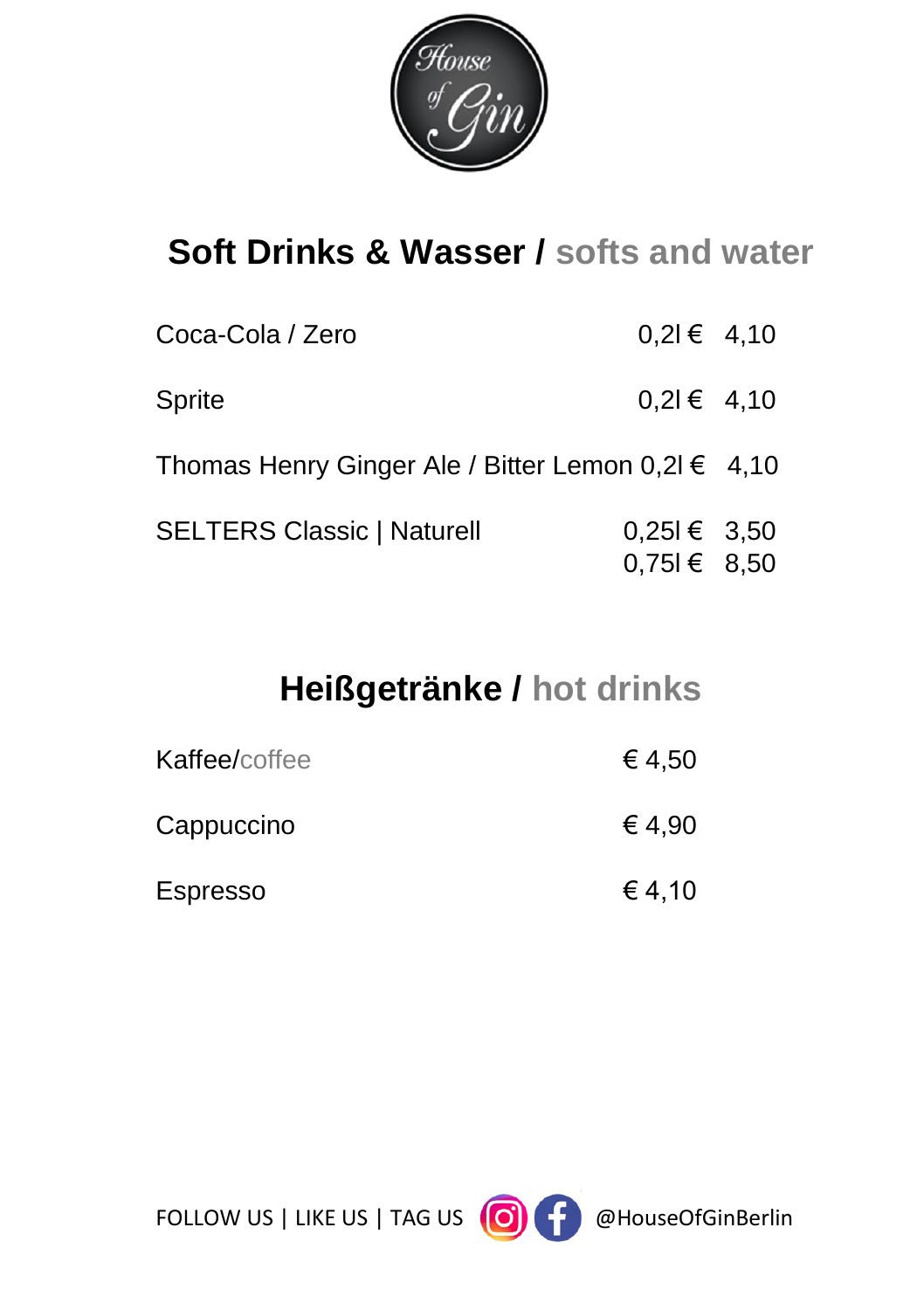House of Gin

## Soft Drinks & Wasser / softs and water

| | | |
|---|---|---|
| Coca-Cola / Zero | 0,2l € | 4,10 |
| Sprite | 0,2l € | 4,10 |
| Thomas Henry Ginger Ale / Bitter Lemon | 0,2l € | 4,10 |
| SELTERS Classic \| Naturell | 0,25l € | 3,50 |
| | 0,75l € | 8,50 |

## Heißgetränke / hot drinks

| | |
|---|---|
| Kaffee/coffee | € 4,50 |
| Cappuccino | € 4,90 |
| Espresso | € 4,10 |

FOLLOW US | LIKE US | TAG US @HouseOfGinBerlin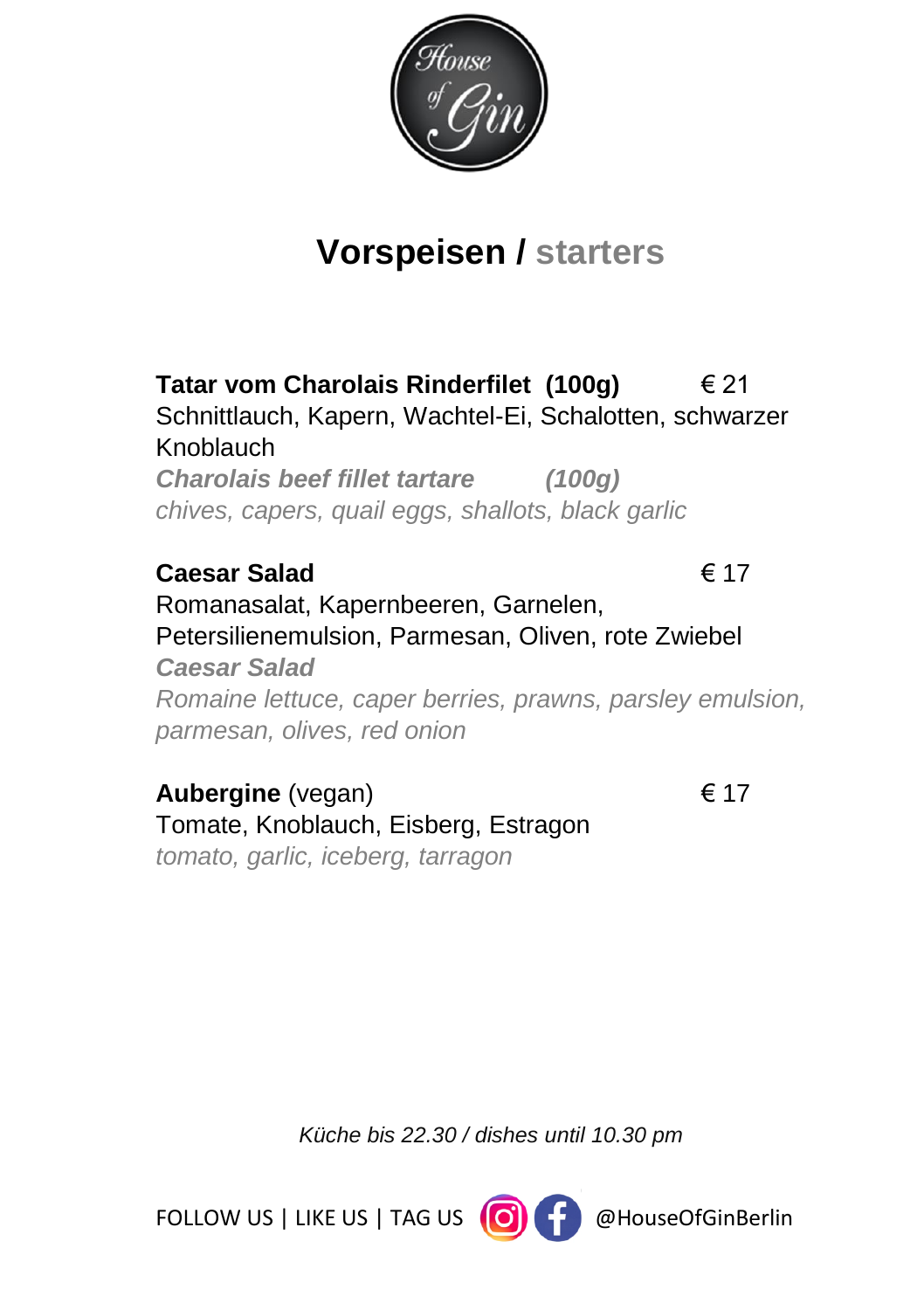House of Gin

# Vorspeisen / starters

**Tatar vom Charolais Rinderfilet (100g)** € 21
Schnittlauch, Kapern, Wachtel-Ei, Schalotten, schwarzer Knoblauch
***Charolais beef fillet tartare (100g)***
*chives, capers, quail eggs, shallots, black garlic*

**Caesar Salad** € 17
Romanasalat, Kapernbeeren, Garnelen, Petersilienemulsion, Parmesan, Oliven, rote Zwiebel
***Caesar Salad***
*Romaine lettuce, caper berries, prawns, parsley emulsion, parmesan, olives, red onion*

**Aubergine** (vegan) € 17
Tomate, Knoblauch, Eisberg, Estragon
*tomato, garlic, iceberg, tarragon*

*Küche bis 22.30 / dishes until 10.30 pm*

FOLLOW US | LIKE US | TAG US @HouseOfGinBerlin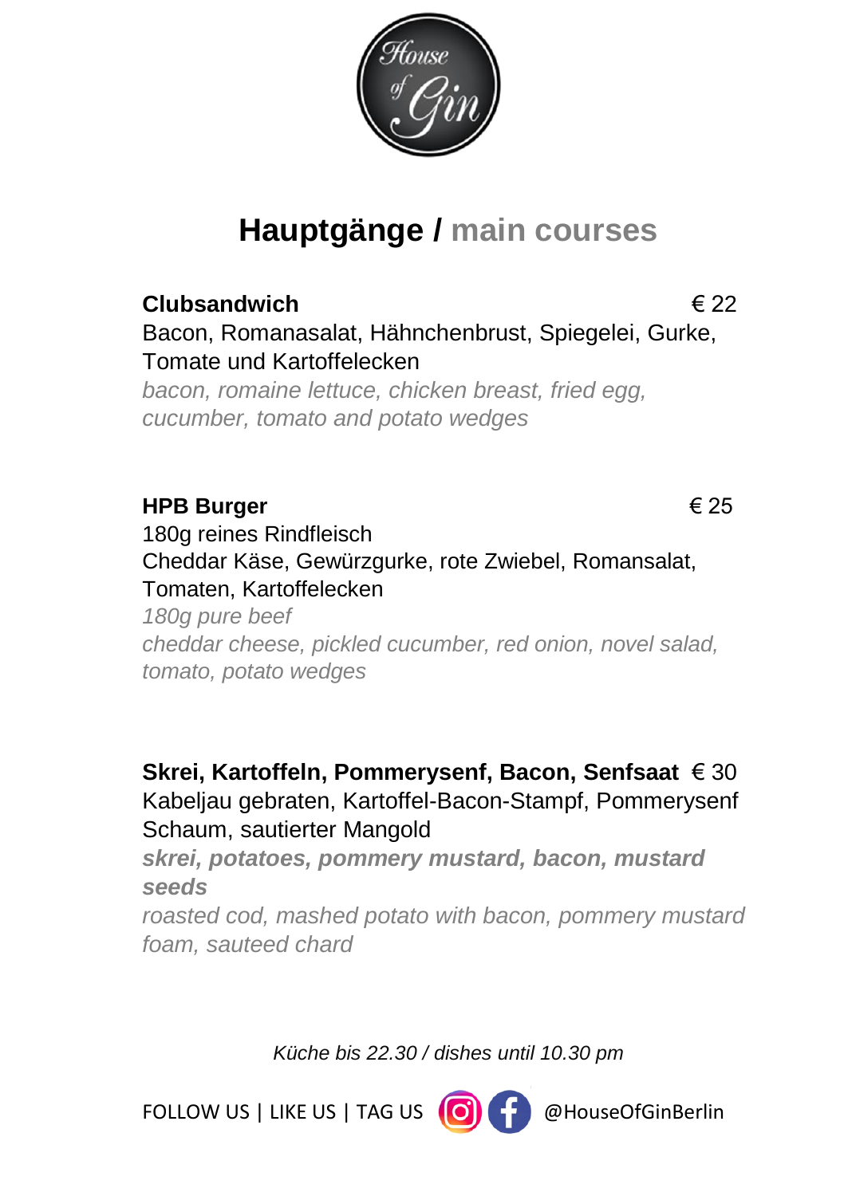# Hauptgänge / main courses

**Clubsandwich** € 22

Bacon, Romanasalat, Hähnchenbrust, Spiegelei, Gurke, Tomate und Kartoffelecken

*bacon, romaine lettuce, chicken breast, fried egg, cucumber, tomato and potato wedges*

**HPB Burger** € 25

180g reines Rindfleisch
Cheddar Käse, Gewürzgurke, rote Zwiebel, Romansalat, Tomaten, Kartoffelecken

*180g pure beef*
*cheddar cheese, pickled cucumber, red onion, novel salad, tomato, potato wedges*

**Skrei, Kartoffeln, Pommerysenf, Bacon, Senfsaat** € 30

Kabeljau gebraten, Kartoffel-Bacon-Stampf, Pommerysenf Schaum, sautierter Mangold

***skrei, potatoes, pommery mustard, bacon, mustard seeds***

*roasted cod, mashed potato with bacon, pommery mustard foam, sauteed chard*

*Küche bis 22.30 / dishes until 10.30 pm*

FOLLOW US | LIKE US | TAG US @HouseOfGinBerlin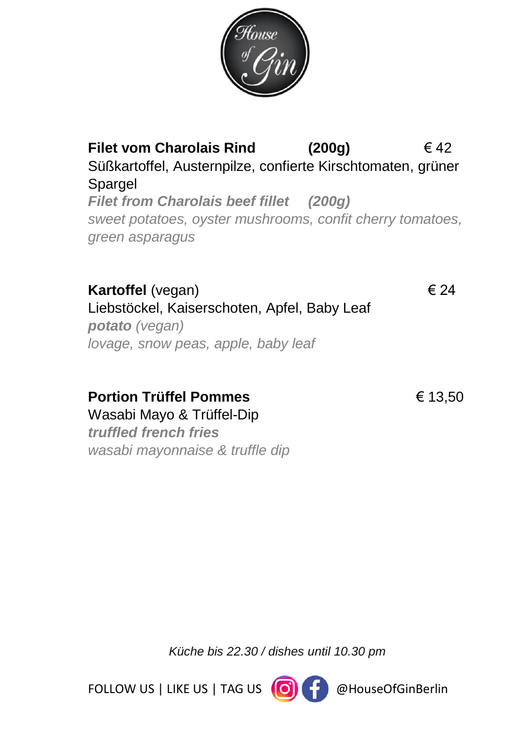House of Gin

**Filet vom Charolais Rind (200g)** € 42
Süßkartoffel, Austernpilze, confierte Kirschtomaten, grüner Spargel
***Filet from Charolais beef fillet (200g)***
*sweet potatoes, oyster mushrooms, confit cherry tomatoes, green asparagus*

**Kartoffel** (vegan) € 24
Liebstöckel, Kaiserschoten, Apfel, Baby Leaf
***potato*** *(vegan)*
*lovage, snow peas, apple, baby leaf*

**Portion Trüffel Pommes** € 13,50
Wasabi Mayo & Trüffel-Dip
***truffled french fries***
*wasabi mayonnaise & truffle dip*

*Küche bis 22.30 / dishes until 10.30 pm*

FOLLOW US | LIKE US | TAG US @HouseOfGinBerlin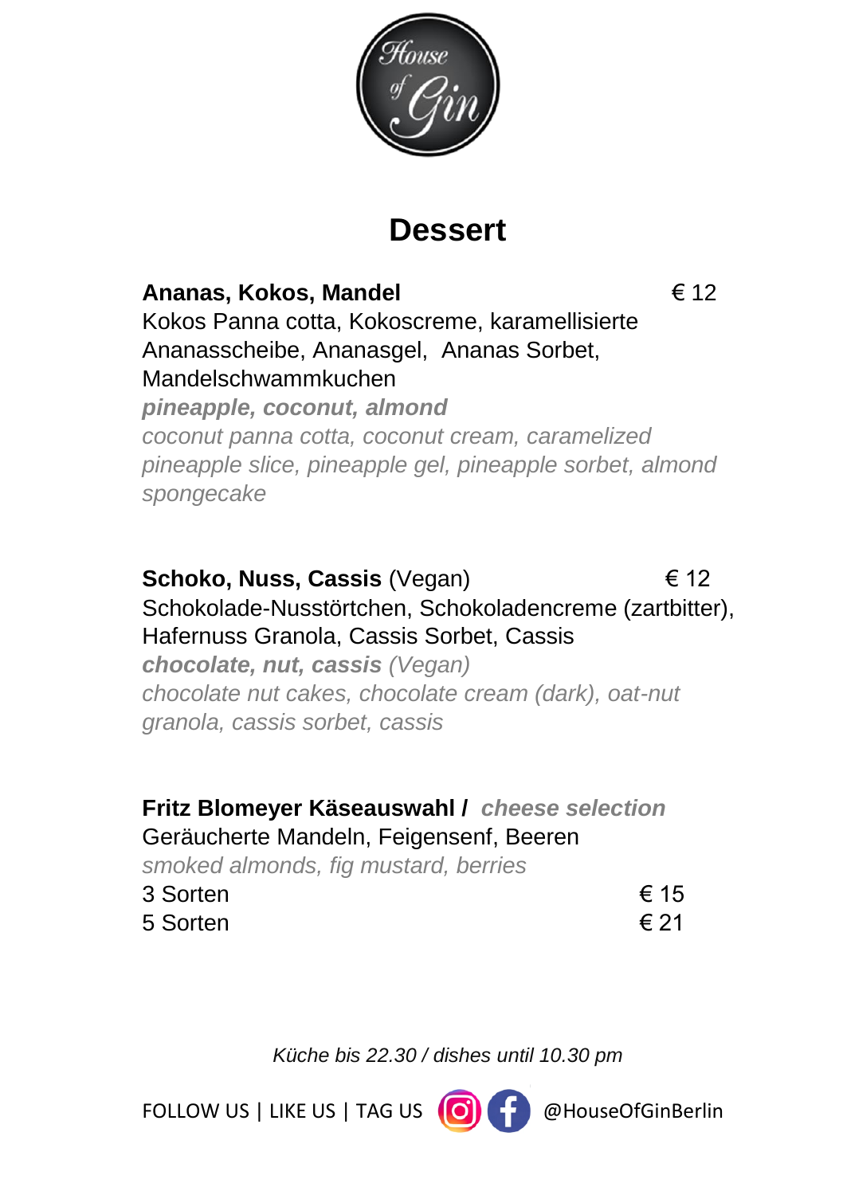House of Gin

# Dessert

**Ananas, Kokos, Mandel** € 12
Kokos Panna cotta, Kokoscreme, karamellisierte Ananasscheibe, Ananasgel, Ananas Sorbet, Mandelschwammkuchen
***pineapple, coconut, almond***
*coconut panna cotta, coconut cream, caramelized pineapple slice, pineapple gel, pineapple sorbet, almond spongecake*

**Schoko, Nuss, Cassis** (Vegan) € 12
Schokolade-Nusstörtchen, Schokoladencreme (zartbitter), Hafernuss Granola, Cassis Sorbet, Cassis
***chocolate, nut, cassis*** *(Vegan)*
*chocolate nut cakes, chocolate cream (dark), oat-nut granola, cassis sorbet, cassis*

**Fritz Blomeyer Käseauswahl /** ***cheese selection***
Geräucherte Mandeln, Feigensenf, Beeren
*smoked almonds, fig mustard, berries*

| | |
|---|---|
| 3 Sorten | € 15 |
| 5 Sorten | € 21 |

*Küche bis 22.30 / dishes until 10.30 pm*

FOLLOW US | LIKE US | TAG US @HouseOfGinBerlin